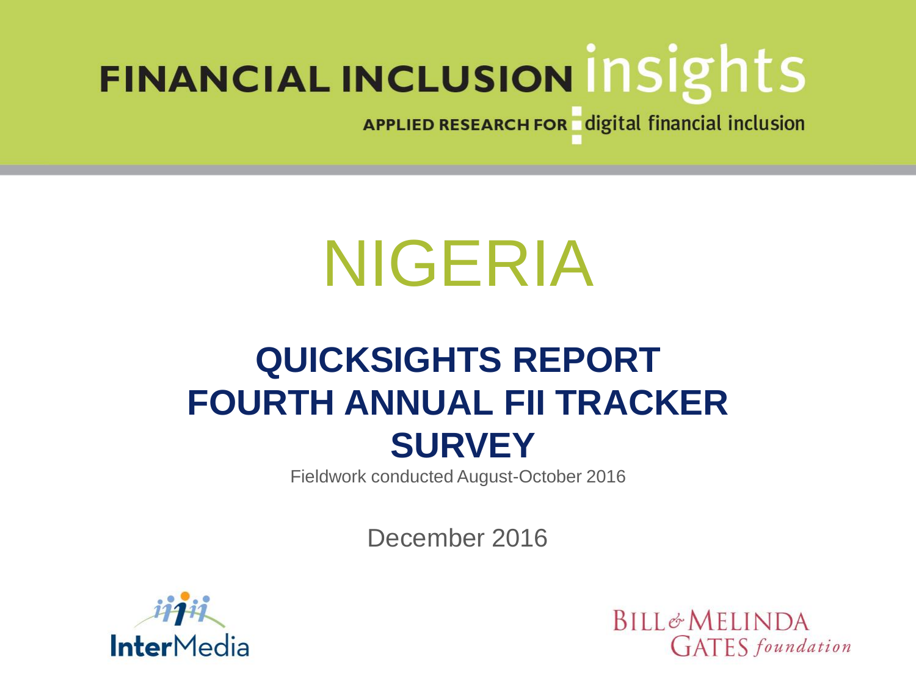FINANCIAL INCLUSION insights

APPLIED RESEARCH FOR digital financial inclusion

# NIGERIA

## QUICKSIGHTS REPORT FOURTH ANNUAL FII TRACKER SURVEY

Fieldwork conducted August-October 2016

December 2016

InterMedia

BILL & MELINDA GATES foundation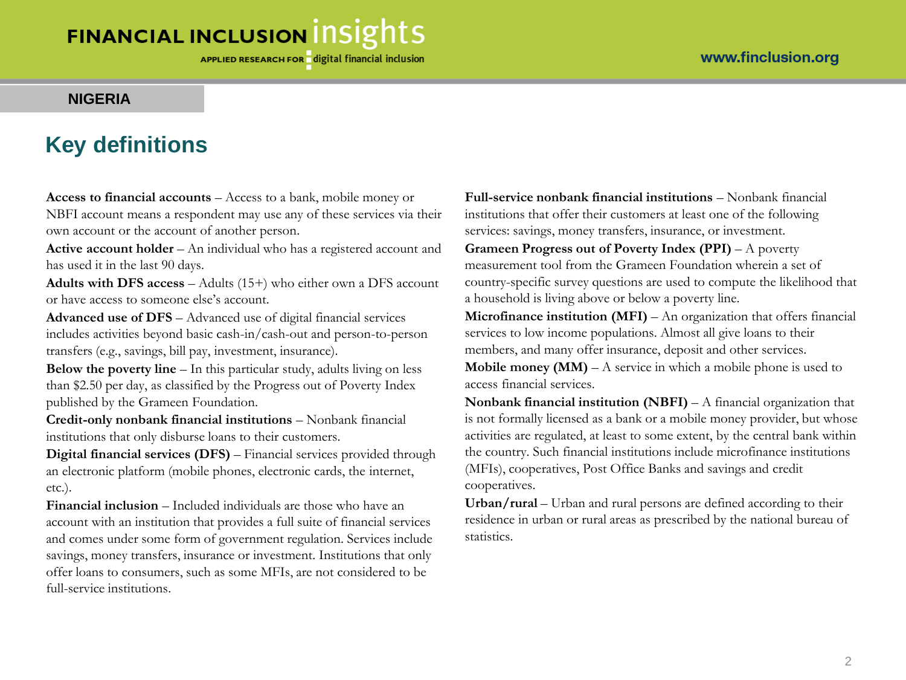NIGERIA

## Key definitions

**Access to financial accounts** – Access to a bank, mobile money or NBFI account means a respondent may use any of these services via their own account or the account of another person.

**Active account holder** – An individual who has a registered account and has used it in the last 90 days.

**Adults with DFS access** – Adults (15+) who either own a DFS account or have access to someone else's account.

**Advanced use of DFS** – Advanced use of digital financial services includes activities beyond basic cash-in/cash-out and person-to-person transfers (e.g., savings, bill pay, investment, insurance).

**Below the poverty line** – In this particular study, adults living on less than $2.50 per day, as classified by the Progress out of Poverty Index published by the Grameen Foundation.

**Credit-only nonbank financial institutions** – Nonbank financial institutions that only disburse loans to their customers.

**Digital financial services (DFS)** – Financial services provided through an electronic platform (mobile phones, electronic cards, the internet, etc.).

**Financial inclusion** – Included individuals are those who have an account with an institution that provides a full suite of financial services and comes under some form of government regulation. Services include savings, money transfers, insurance or investment. Institutions that only offer loans to consumers, such as some MFIs, are not considered to be full-service institutions.

**Full-service nonbank financial institutions** – Nonbank financial institutions that offer their customers at least one of the following services: savings, money transfers, insurance, or investment.

**Grameen Progress out of Poverty Index (PPI)** – A poverty measurement tool from the Grameen Foundation wherein a set of country-specific survey questions are used to compute the likelihood that a household is living above or below a poverty line.

**Microfinance institution (MFI)** – An organization that offers financial services to low income populations. Almost all give loans to their members, and many offer insurance, deposit and other services.

**Mobile money (MM)** – A service in which a mobile phone is used to access financial services.

**Nonbank financial institution (NBFI)** – A financial organization that is not formally licensed as a bank or a mobile money provider, but whose activities are regulated, at least to some extent, by the central bank within the country. Such financial institutions include microfinance institutions (MFIs), cooperatives, Post Office Banks and savings and credit cooperatives.

**Urban/rural** – Urban and rural persons are defined according to their residence in urban or rural areas as prescribed by the national bureau of statistics.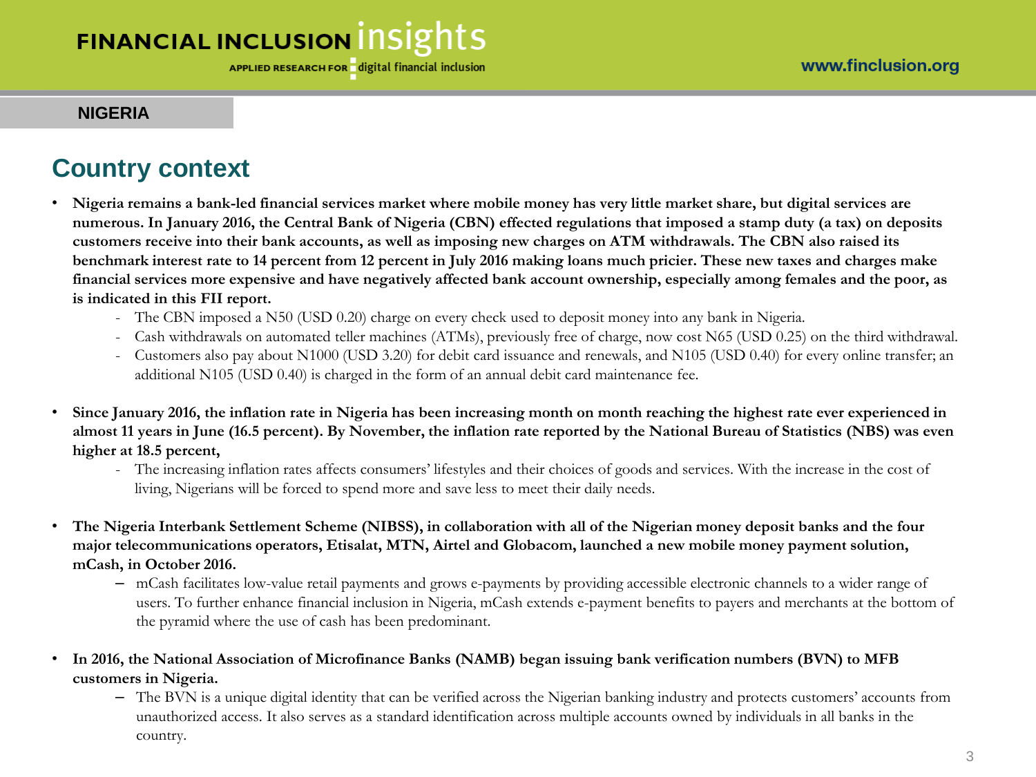NIGERIA

## Country context

- **Nigeria remains a bank-led financial services market where mobile money has very little market share, but digital services are numerous. In January 2016, the Central Bank of Nigeria (CBN) effected regulations that imposed a stamp duty (a tax) on deposits customers receive into their bank accounts, as well as imposing new charges on ATM withdrawals. The CBN also raised its benchmark interest rate to 14 percent from 12 percent in July 2016 making loans much pricier. These new taxes and charges make financial services more expensive and have negatively affected bank account ownership, especially among females and the poor, as is indicated in this FII report.**
  - The CBN imposed a N50 (USD 0.20) charge on every check used to deposit money into any bank in Nigeria.
  - Cash withdrawals on automated teller machines (ATMs), previously free of charge, now cost N65 (USD 0.25) on the third withdrawal.
  - Customers also pay about N1000 (USD 3.20) for debit card issuance and renewals, and N105 (USD 0.40) for every online transfer; an additional N105 (USD 0.40) is charged in the form of an annual debit card maintenance fee.

- **Since January 2016, the inflation rate in Nigeria has been increasing month on month reaching the highest rate ever experienced in almost 11 years in June (16.5 percent). By November, the inflation rate reported by the National Bureau of Statistics (NBS) was even higher at 18.5 percent,**
  - The increasing inflation rates affects consumers' lifestyles and their choices of goods and services. With the increase in the cost of living, Nigerians will be forced to spend more and save less to meet their daily needs.

- **The Nigeria Interbank Settlement Scheme (NIBSS), in collaboration with all of the Nigerian money deposit banks and the four major telecommunications operators, Etisalat, MTN, Airtel and Globacom, launched a new mobile money payment solution, mCash, in October 2016.**
  - mCash facilitates low-value retail payments and grows e-payments by providing accessible electronic channels to a wider range of users. To further enhance financial inclusion in Nigeria, mCash extends e-payment benefits to payers and merchants at the bottom of the pyramid where the use of cash has been predominant.

- **In 2016, the National Association of Microfinance Banks (NAMB) began issuing bank verification numbers (BVN) to MFB customers in Nigeria.**
  - The BVN is a unique digital identity that can be verified across the Nigerian banking industry and protects customers' accounts from unauthorized access. It also serves as a standard identification across multiple accounts owned by individuals in all banks in the country.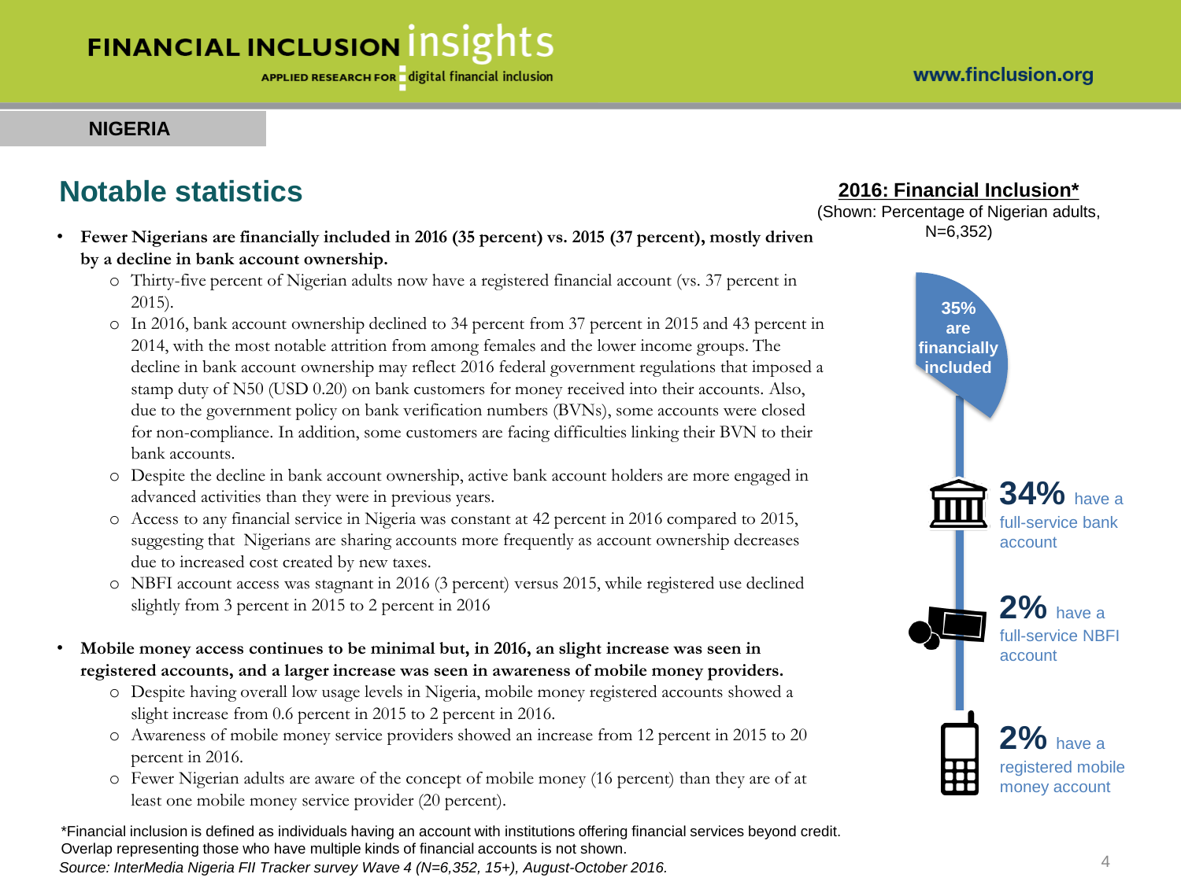NIGERIA

## Notable statistics

- **Fewer Nigerians are financially included in 2016 (35 percent) vs. 2015 (37 percent), mostly driven by a decline in bank account ownership.**
  - Thirty-five percent of Nigerian adults now have a registered financial account (vs. 37 percent in 2015).
  - In 2016, bank account ownership declined to 34 percent from 37 percent in 2015 and 43 percent in 2014, with the most notable attrition from among females and the lower income groups. The decline in bank account ownership may reflect 2016 federal government regulations that imposed a stamp duty of N50 (USD 0.20) on bank customers for money received into their accounts. Also, due to the government policy on bank verification numbers (BVNs), some accounts were closed for non-compliance. In addition, some customers are facing difficulties linking their BVN to their bank accounts.
  - Despite the decline in bank account ownership, active bank account holders are more engaged in advanced activities than they were in previous years.
  - Access to any financial service in Nigeria was constant at 42 percent in 2016 compared to 2015, suggesting that Nigerians are sharing accounts more frequently as account ownership decreases due to increased cost created by new taxes.
  - NBFI account access was stagnant in 2016 (3 percent) versus 2015, while registered use declined slightly from 3 percent in 2015 to 2 percent in 2016
- **Mobile money access continues to be minimal but, in 2016, an slight increase was seen in registered accounts, and a larger increase was seen in awareness of mobile money providers.**
  - Despite having overall low usage levels in Nigeria, mobile money registered accounts showed a slight increase from 0.6 percent in 2015 to 2 percent in 2016.
  - Awareness of mobile money service providers showed an increase from 12 percent in 2015 to 20 percent in 2016.
  - Fewer Nigerian adults are aware of the concept of mobile money (16 percent) than they are of at least one mobile money service provider (20 percent).

**2016: Financial Inclusion***

(Shown: Percentage of Nigerian adults, N=6,352)

- 35% are financially included
- 34% have a full-service bank account
- 2% have a full-service NBFI account
- 2% have a registered mobile money account

*Financial inclusion is defined as individuals having an account with institutions offering financial services beyond credit. Overlap representing those who have multiple kinds of financial accounts is not shown.

*Source: InterMedia Nigeria FII Tracker survey Wave 4 (N=6,352, 15+), August-October 2016.*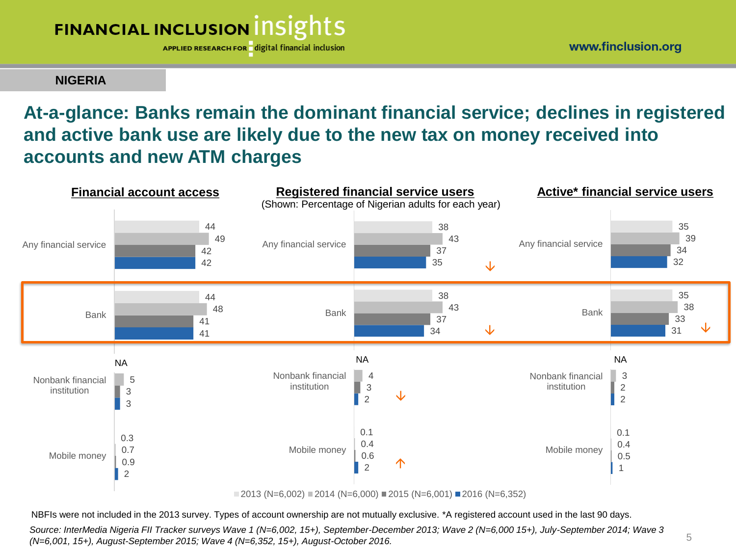**NIGERIA**

## At-a-glance: Banks remain the dominant financial service; declines in registered and active bank use are likely due to the new tax on money received into accounts and new ATM charges

(Shown: Percentage of Nigerian adults for each year)

**Financial account access**

| | 2013 (N=6,002) | 2014 (N=6,000) | 2015 (N=6,001) | 2016 (N=6,352) |
|---|---|---|---|---|
| Any financial service | 44 | 49 | 42 | 42 |
| Bank | 44 | 48 | 41 | 41 |
| Nonbank financial institution | NA | 5 | 3 | 3 |
| Mobile money | 0.3 | 0.7 | 0.9 | 2 |

**Registered financial service users**

| | 2013 (N=6,002) | 2014 (N=6,000) | 2015 (N=6,001) | 2016 (N=6,352) |
|---|---|---|---|---|
| Any financial service | 38 | 43 | 37 | 35 ↓ |
| Bank | 38 | 43 | 37 | 34 ↓ |
| Nonbank financial institution | NA | 4 | 3 | 2 ↓ |
| Mobile money | 0.1 | 0.4 | 0.6 | 2 ↑ |

**Active* financial service users**

| | 2013 (N=6,002) | 2014 (N=6,000) | 2015 (N=6,001) | 2016 (N=6,352) |
|---|---|---|---|---|
| Any financial service | 35 | 39 | 34 | 32 |
| Bank | 35 | 38 | 33 | 31 ↓ |
| Nonbank financial institution | NA | 3 | 2 | 2 |
| Mobile money | 0.1 | 0.4 | 0.5 | 1 |

NBFIs were not included in the 2013 survey. Types of account ownership are not mutually exclusive. *A registered account used in the last 90 days.

*Source: InterMedia Nigeria FII Tracker surveys Wave 1 (N=6,002, 15+), September-December 2013; Wave 2 (N=6,000 15+), July-September 2014; Wave 3 (N=6,001, 15+), August-September 2015; Wave 4 (N=6,352, 15+), August-October 2016.*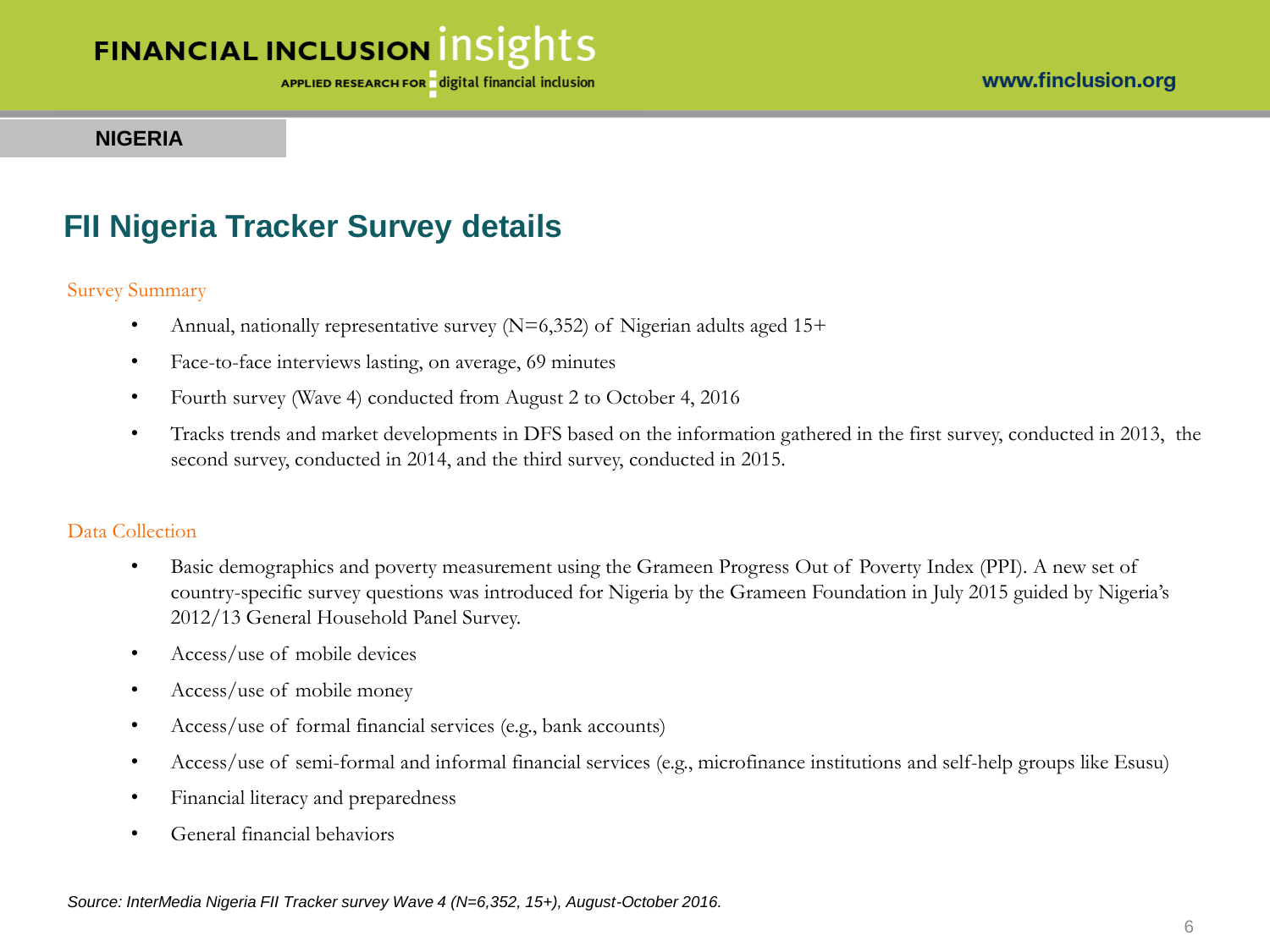NIGERIA

## FII Nigeria Tracker Survey details

Survey Summary

- Annual, nationally representative survey (N=6,352) of Nigerian adults aged 15+
- Face-to-face interviews lasting, on average, 69 minutes
- Fourth survey (Wave 4) conducted from August 2 to October 4, 2016
- Tracks trends and market developments in DFS based on the information gathered in the first survey, conducted in 2013, the second survey, conducted in 2014, and the third survey, conducted in 2015.

Data Collection

- Basic demographics and poverty measurement using the Grameen Progress Out of Poverty Index (PPI). A new set of country-specific survey questions was introduced for Nigeria by the Grameen Foundation in July 2015 guided by Nigeria's 2012/13 General Household Panel Survey.
- Access/use of mobile devices
- Access/use of mobile money
- Access/use of formal financial services (e.g., bank accounts)
- Access/use of semi-formal and informal financial services (e.g., microfinance institutions and self-help groups like Esusu)
- Financial literacy and preparedness
- General financial behaviors

*Source: InterMedia Nigeria FII Tracker survey Wave 4 (N=6,352, 15+), August-October 2016.*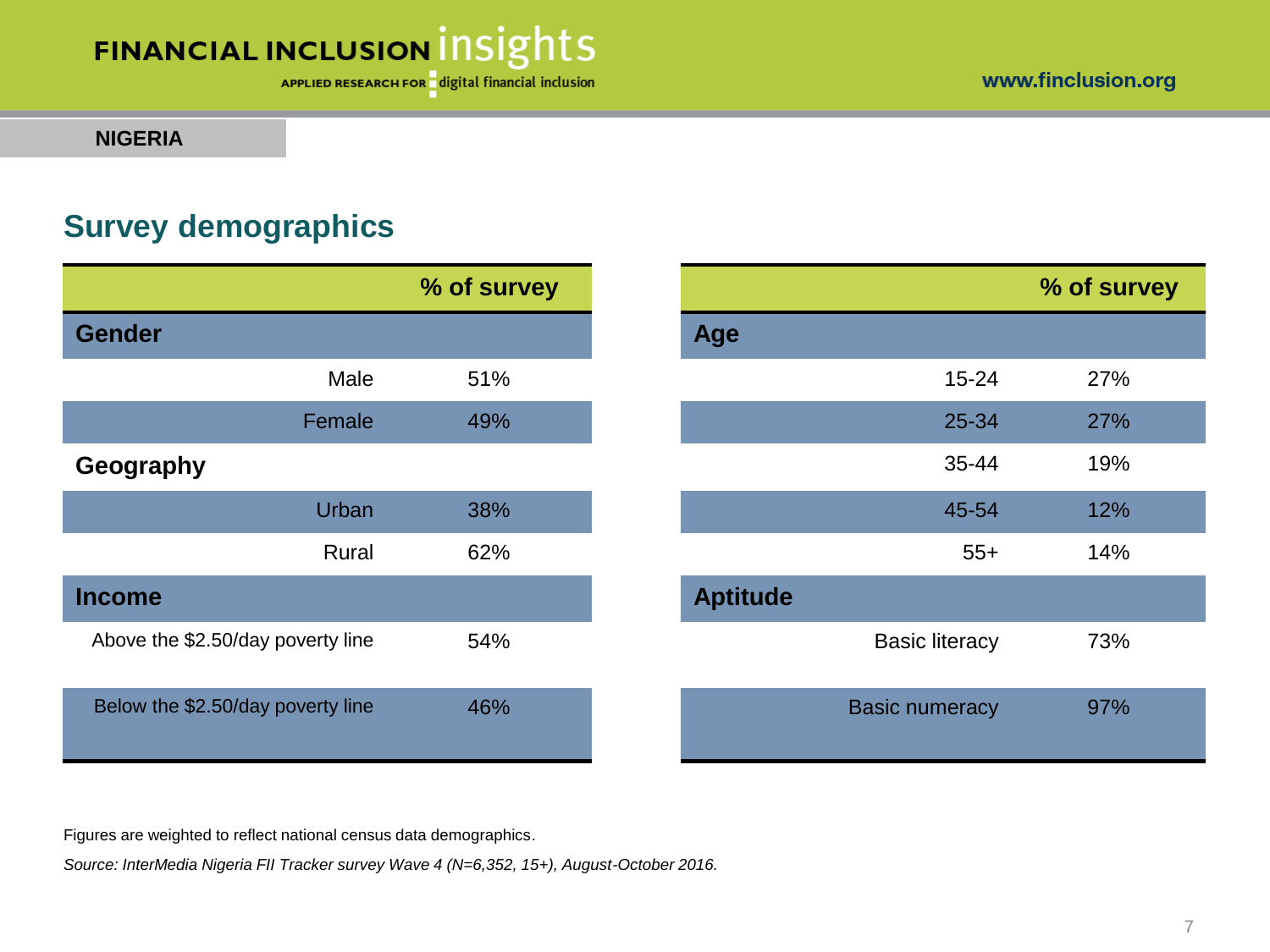**NIGERIA**

## Survey demographics

| | % of survey |
|---|---|
| **Gender** | |
| Male | 51% |
| Female | 49% |
| **Geography** | |
| Urban | 38% |
| Rural | 62% |
| **Income** | |
| Above the $2.50/day poverty line | 54% |
| Below the $2.50/day poverty line | 46% |

| | % of survey |
|---|---|
| **Age** | |
| 15-24 | 27% |
| 25-34 | 27% |
| 35-44 | 19% |
| 45-54 | 12% |
| 55+ | 14% |
| **Aptitude** | |
| Basic literacy | 73% |
| Basic numeracy | 97% |

Figures are weighted to reflect national census data demographics.

*Source: InterMedia Nigeria FII Tracker survey Wave 4 (N=6,352, 15+), August-October 2016.*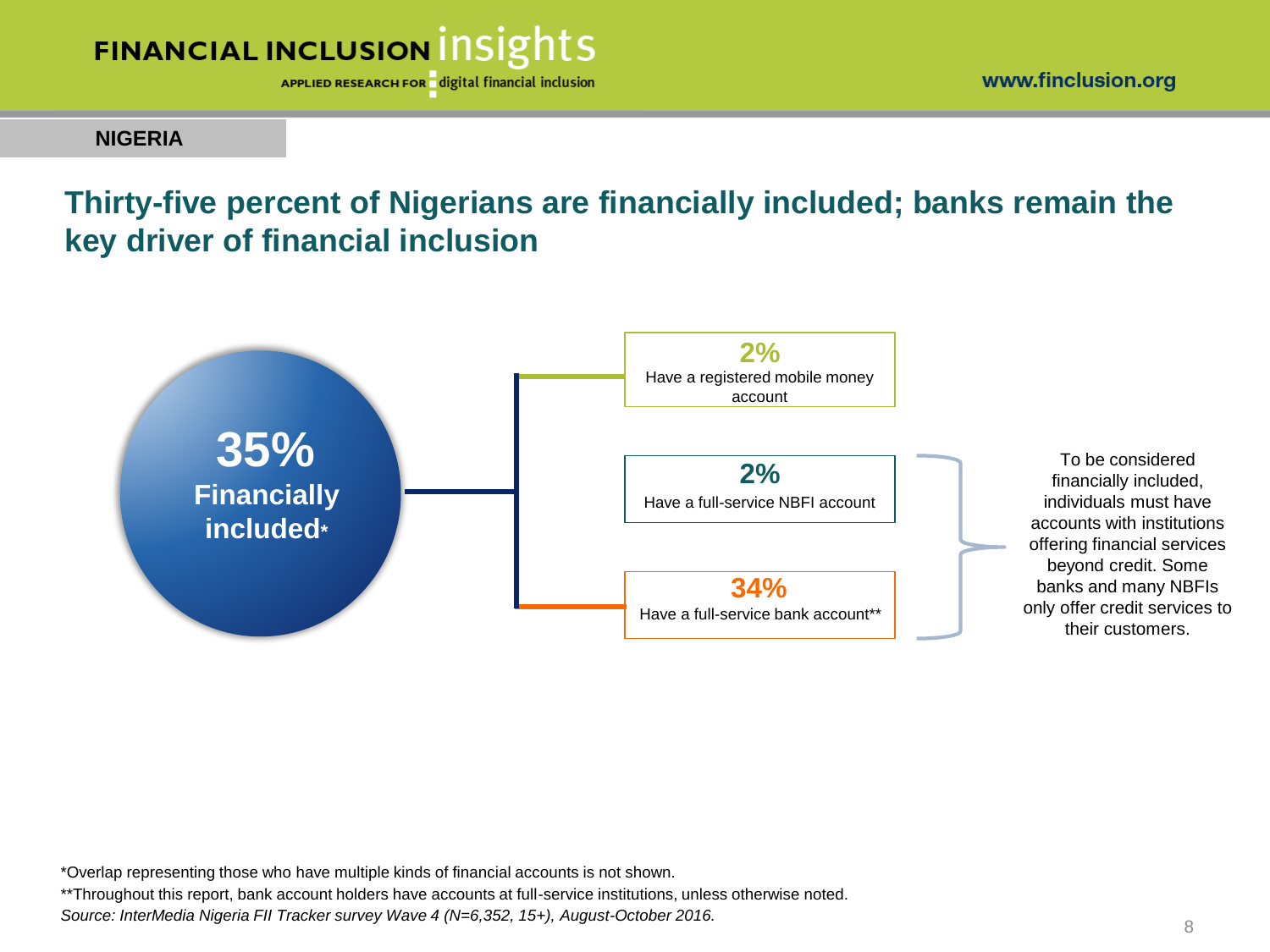**NIGERIA**

## Thirty-five percent of Nigerians are financially included; banks remain the key driver of financial inclusion

**35%**
**Financially included***

**2%**
Have a registered mobile money account

**2%**
Have a full-service NBFI account

**34%**
Have a full-service bank account**

To be considered financially included, individuals must have accounts with institutions offering financial services beyond credit. Some banks and many NBFIs only offer credit services to their customers.

*Overlap representing those who have multiple kinds of financial accounts is not shown.

**Throughout this report, bank account holders have accounts at full-service institutions, unless otherwise noted.

*Source: InterMedia Nigeria FII Tracker survey Wave 4 (N=6,352, 15+), August-October 2016.*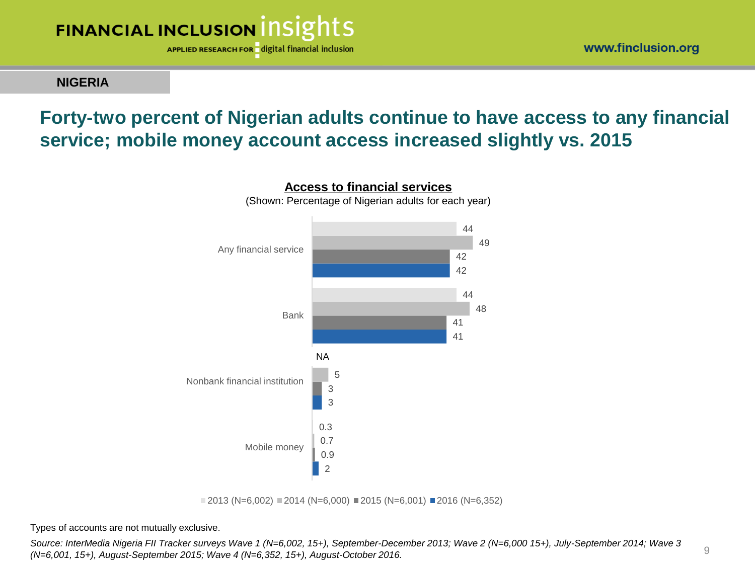**NIGERIA**

## Forty-two percent of Nigerian adults continue to have access to any financial service; mobile money account access increased slightly vs. 2015

**Access to financial services**

(Shown: Percentage of Nigerian adults for each year)

| | 2013 (N=6,002) | 2014 (N=6,000) | 2015 (N=6,001) | 2016 (N=6,352) |
|---|---|---|---|---|
| Any financial service | 44 | 49 | 42 | 42 |
| Bank | 44 | 48 | 41 | 41 |
| Nonbank financial institution | NA | 5 | 3 | 3 |
| Mobile money | 0.3 | 0.7 | 0.9 | 2 |

Types of accounts are not mutually exclusive.

*Source: InterMedia Nigeria FII Tracker surveys Wave 1 (N=6,002, 15+), September-December 2013; Wave 2 (N=6,000 15+), July-September 2014; Wave 3 (N=6,001, 15+), August-September 2015; Wave 4 (N=6,352, 15+), August-October 2016.*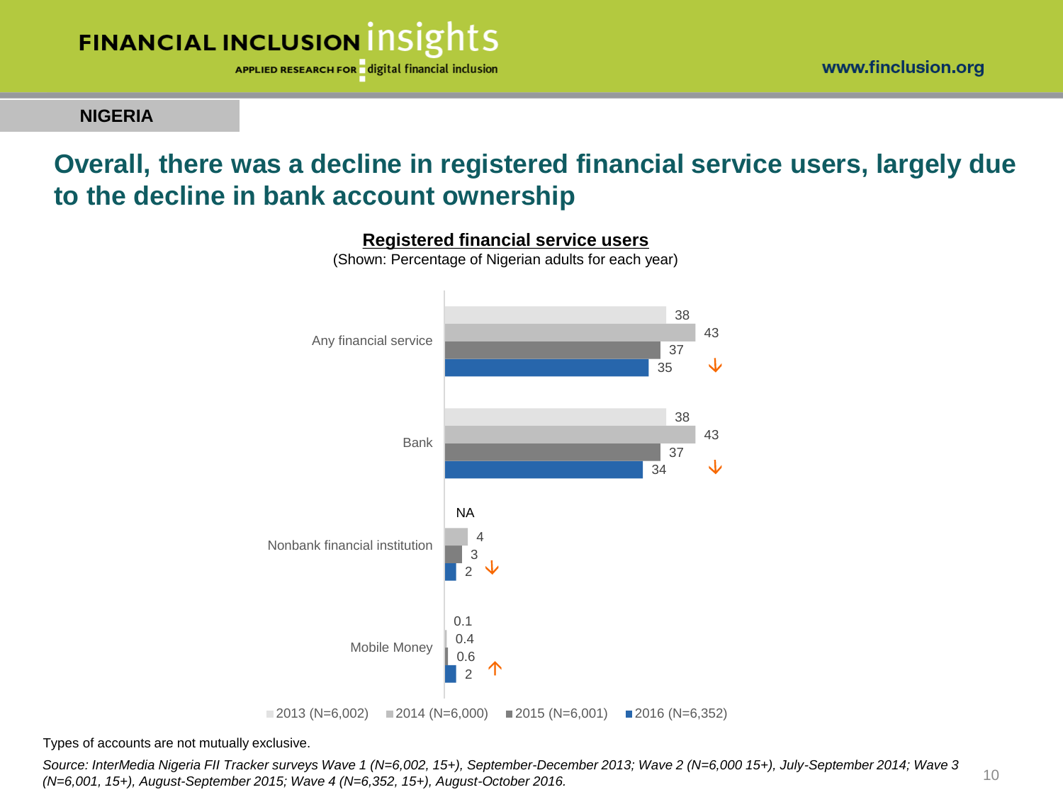## NIGERIA

# Overall, there was a decline in registered financial service users, largely due to the decline in bank account ownership

**Registered financial service users**

(Shown: Percentage of Nigerian adults for each year)

| | 2013 (N=6,002) | 2014 (N=6,000) | 2015 (N=6,001) | 2016 (N=6,352) | |
|---|---|---|---|---|---|
| Any financial service | 38 | 43 | 37 | 35 | ↓ |
| Bank | 38 | 43 | 37 | 34 | ↓ |
| Nonbank financial institution | NA | 4 | 3 | 2 | ↓ |
| Mobile Money | 0.1 | 0.4 | 0.6 | 2 | ↑ |

Types of accounts are not mutually exclusive.

*Source: InterMedia Nigeria FII Tracker surveys Wave 1 (N=6,002, 15+), September-December 2013; Wave 2 (N=6,000 15+), July-September 2014; Wave 3 (N=6,001, 15+), August-September 2015; Wave 4 (N=6,352, 15+), August-October 2016.*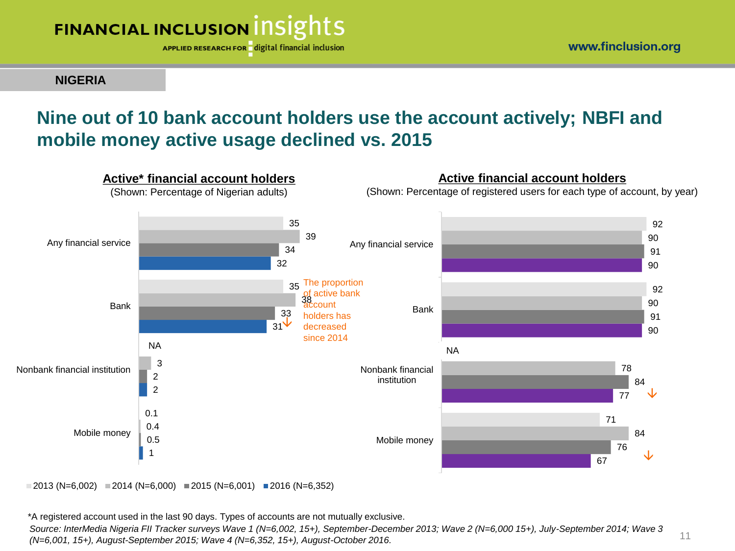NIGERIA

# Nine out of 10 bank account holders use the account actively; NBFI and mobile money active usage declined vs. 2015

## Active* financial account holders

(Shown: Percentage of Nigerian adults)

| | 2013 (N=6,002) | 2014 (N=6,000) | 2015 (N=6,001) | 2016 (N=6,352) |
|---|---|---|---|---|
| Any financial service | 35 | 39 | 34 | 32 |
| Bank | 35 | 38 | 33 | 31 ↓ |
| Nonbank financial institution | NA | 3 | 2 | 2 |
| Mobile money | 0.1 | 0.4 | 0.5 | 1 |

The proportion of active bank account holders has decreased since 2014

## Active financial account holders

(Shown: Percentage of registered users for each type of account, by year)

| | 2013 (N=6,002) | 2014 (N=6,000) | 2015 (N=6,001) | 2016 (N=6,352) |
|---|---|---|---|---|
| Any financial service | 92 | 90 | 91 | 90 |
| Bank | 92 | 90 | 91 | 90 |
| Nonbank financial institution | NA | 78 | 84 | 77 ↓ |
| Mobile money | 71 | 84 | 76 | 67 ↓ |

*A registered account used in the last 90 days. Types of accounts are not mutually exclusive.

*Source: InterMedia Nigeria FII Tracker surveys Wave 1 (N=6,002, 15+), September-December 2013; Wave 2 (N=6,000 15+), July-September 2014; Wave 3 (N=6,001, 15+), August-September 2015; Wave 4 (N=6,352, 15+), August-October 2016.*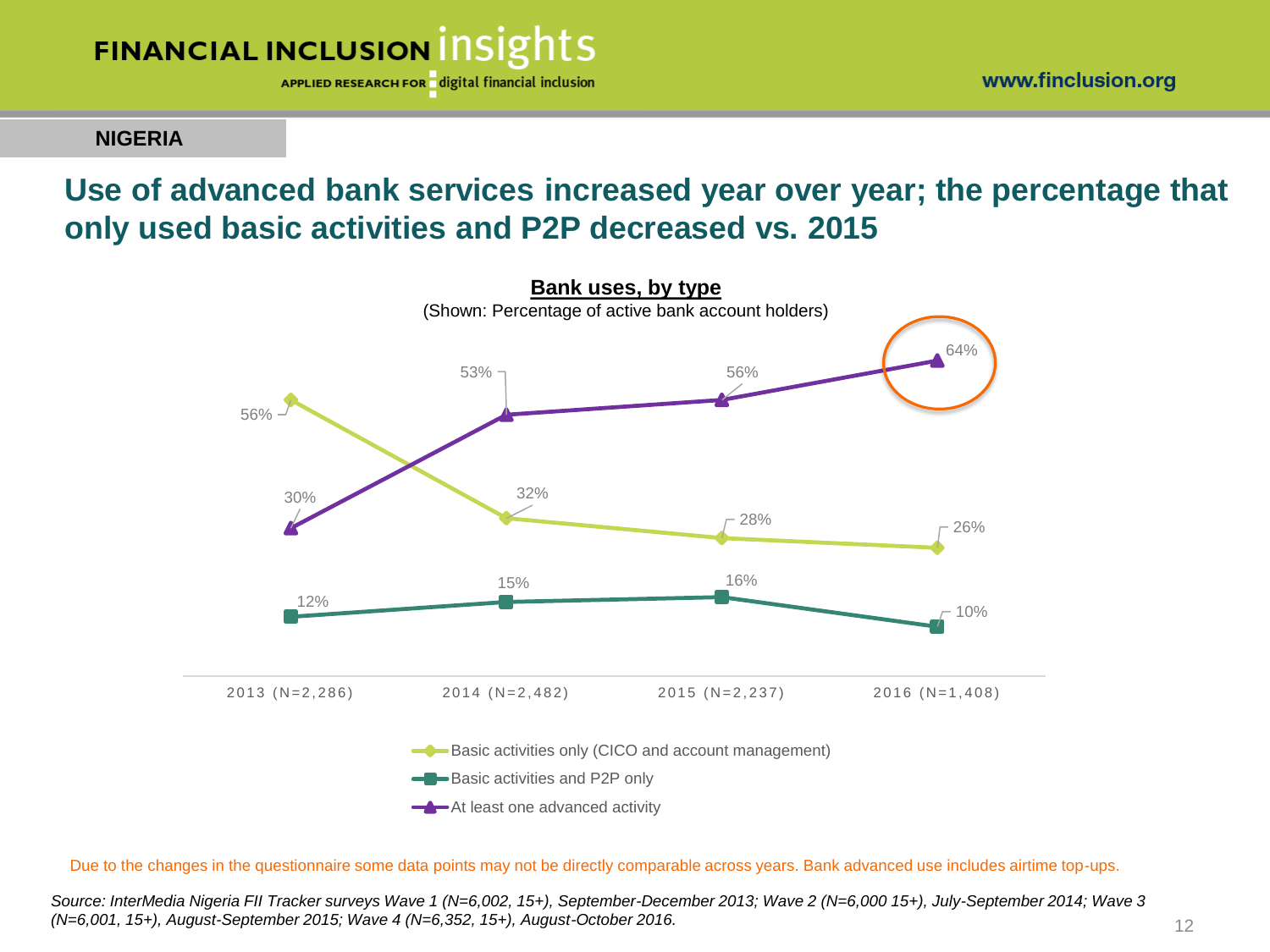**NIGERIA**

## Use of advanced bank services increased year over year; the percentage that only used basic activities and P2P decreased vs. 2015

**Bank uses, by type**

(Shown: Percentage of active bank account holders)

| | 2013 (N=2,286) | 2014 (N=2,482) | 2015 (N=2,237) | 2016 (N=1,408) |
|---|---|---|---|---|
| Basic activities only (CICO and account management) | 56% | 32% | 28% | 26% |
| Basic activities and P2P only | 12% | 15% | 16% | 10% |
| At least one advanced activity | 30% | 53% | 56% | 64% |

Due to the changes in the questionnaire some data points may not be directly comparable across years. Bank advanced use includes airtime top-ups.

*Source: InterMedia Nigeria FII Tracker surveys Wave 1 (N=6,002, 15+), September-December 2013; Wave 2 (N=6,000 15+), July-September 2014; Wave 3 (N=6,001, 15+), August-September 2015; Wave 4 (N=6,352, 15+), August-October 2016.*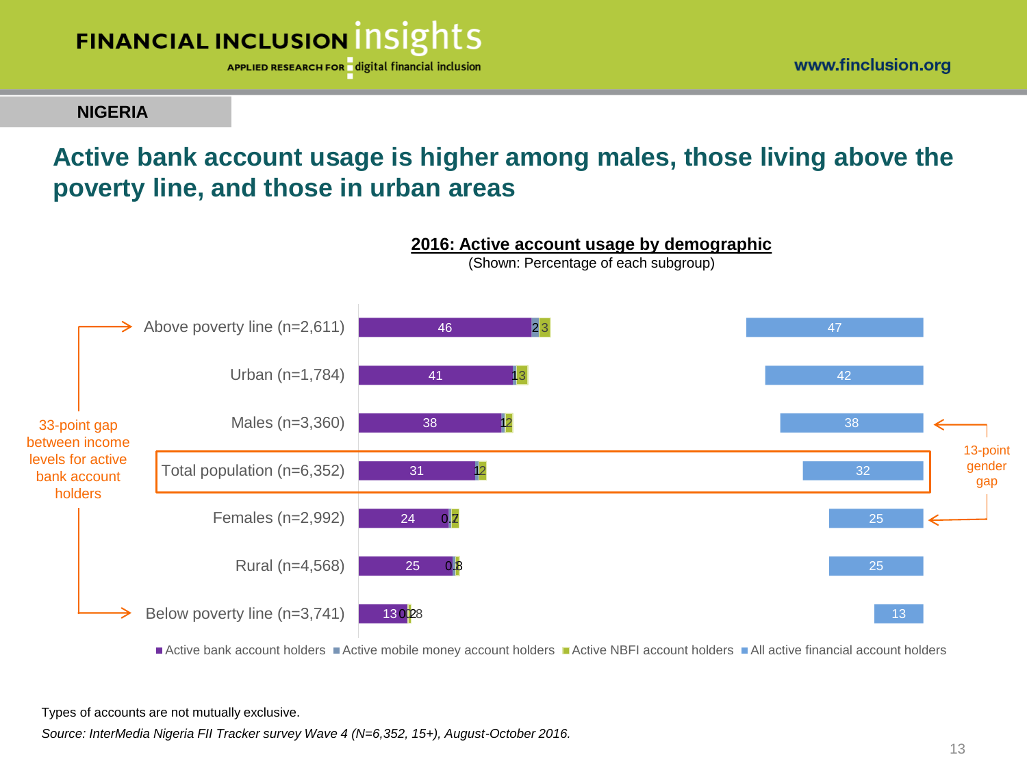NIGERIA

# Active bank account usage is higher among males, those living above the poverty line, and those in urban areas

**2016: Active account usage by demographic**

(Shown: Percentage of each subgroup)

| | Active bank account holders | Active mobile money account holders | Active NBFI account holders | All active financial account holders |
|---|---|---|---|---|
| Above poverty line (n=2,611) | 46 | 2 | 3 | 47 |
| Urban (n=1,784) | 41 | 1 | 3 | 42 |
| Males (n=3,360) | 38 | 1 | 2 | 38 |
| Total population (n=6,352) | 31 | 1 | 2 | 32 |
| Females (n=2,992) | 24 | 0.7 | 2 | 25 |
| Rural (n=4,568) | 25 | 0.3 | 1 | 25 |
| Below poverty line (n=3,741) | 13 | 0.2 | 0.8 | 13 |

33-point gap between income levels for active bank account holders

13-point gender gap

Types of accounts are not mutually exclusive.

*Source: InterMedia Nigeria FII Tracker survey Wave 4 (N=6,352, 15+), August-October 2016.*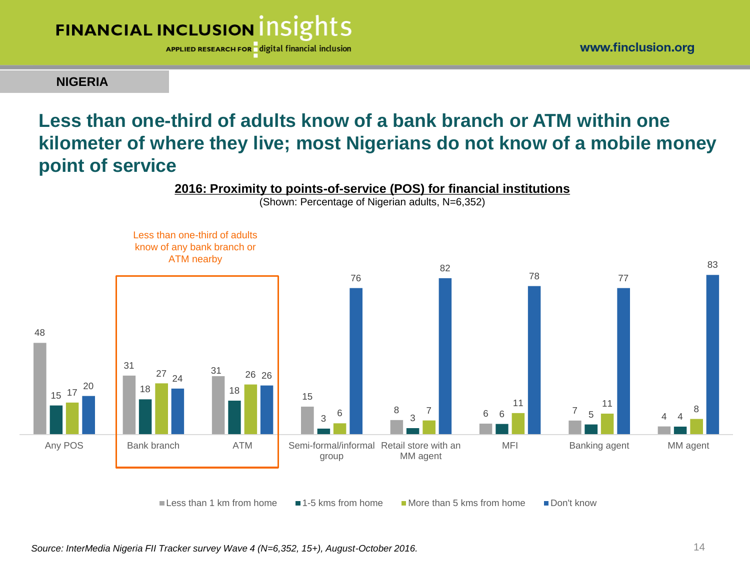**NIGERIA**

# Less than one-third of adults know of a bank branch or ATM within one kilometer of where they live; most Nigerians do not know of a mobile money point of service

**2016: Proximity to points-of-service (POS) for financial institutions**

(Shown: Percentage of Nigerian adults, N=6,352)

Less than one-third of adults know of any bank branch or ATM nearby

| | Less than 1 km from home | 1-5 kms from home | More than 5 kms from home | Don't know |
|---|---|---|---|---|
| Any POS | 48 | 15 | 17 | 20 |
| Bank branch | 31 | 18 | 27 | 24 |
| ATM | 31 | 18 | 26 | 26 |
| Semi-formal/informal group | 15 | 3 | 6 | 76 |
| Retail store with an MM agent | 8 | 3 | 7 | 82 |
| MFI | 6 | 6 | 11 | 78 |
| Banking agent | 7 | 5 | 11 | 77 |
| MM agent | 4 | 4 | 8 | 83 |

*Source: InterMedia Nigeria FII Tracker survey Wave 4 (N=6,352, 15+), August-October 2016.*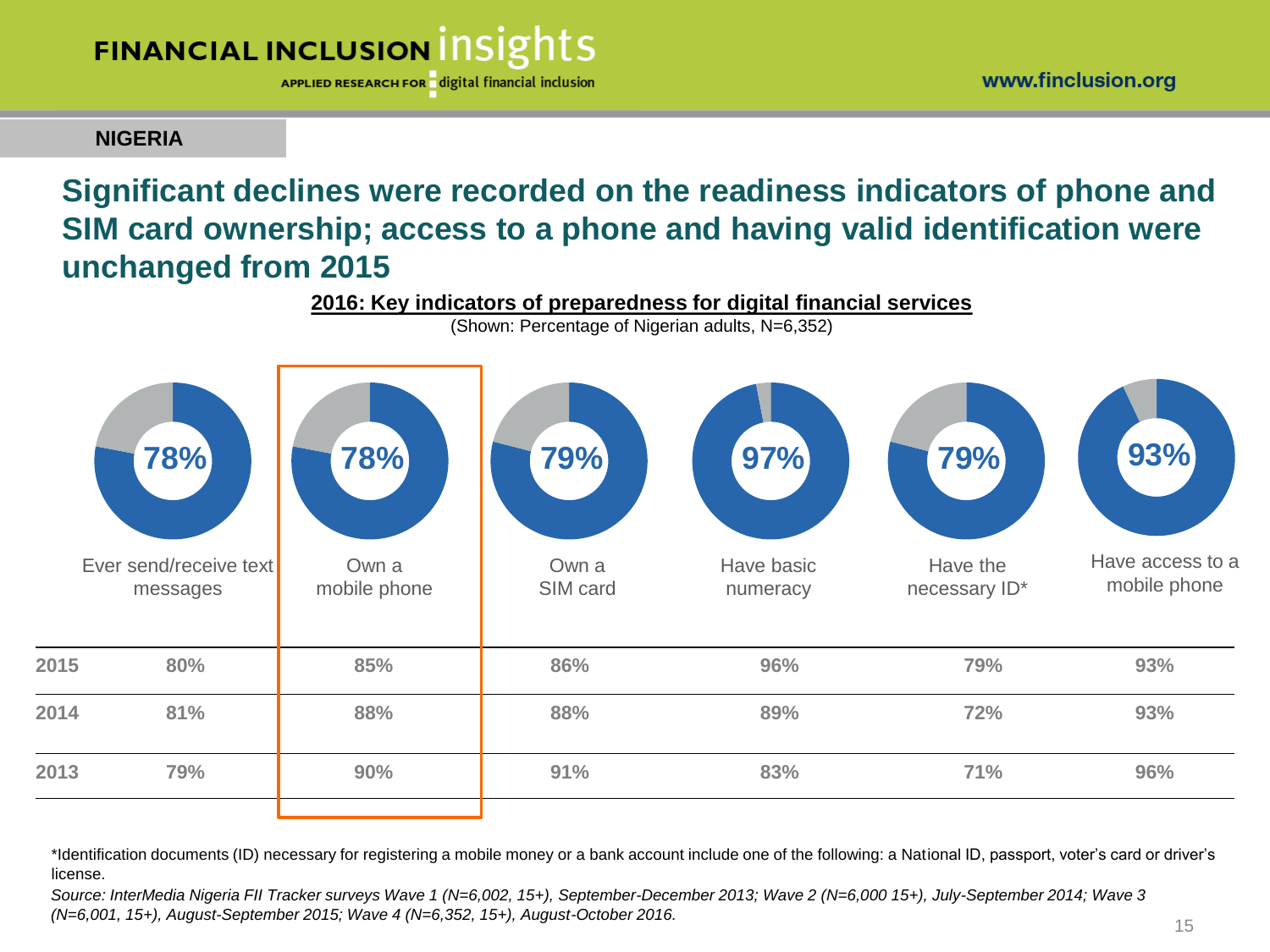NIGERIA

## Significant declines were recorded on the readiness indicators of phone and SIM card ownership; access to a phone and having valid identification were unchanged from 2015

**2016: Key indicators of preparedness for digital financial services**

(Shown: Percentage of Nigerian adults, N=6,352)

| | Ever send/receive text messages | Own a mobile phone | Own a SIM card | Have basic numeracy | Have the necessary ID* | Have access to a mobile phone |
|---|---|---|---|---|---|---|
| 2016 | 78% | 78% | 79% | 97% | 79% | 93% |
| 2015 | 80% | 85% | 86% | 96% | 79% | 93% |
| 2014 | 81% | 88% | 88% | 89% | 72% | 93% |
| 2013 | 79% | 90% | 91% | 83% | 71% | 96% |

*Identification documents (ID) necessary for registering a mobile money or a bank account include one of the following: a National ID, passport, voter's card or driver's license.

*Source: InterMedia Nigeria FII Tracker surveys Wave 1 (N=6,002, 15+), September-December 2013; Wave 2 (N=6,000 15+), July-September 2014; Wave 3 (N=6,001, 15+), August-September 2015; Wave 4 (N=6,352, 15+), August-October 2016.*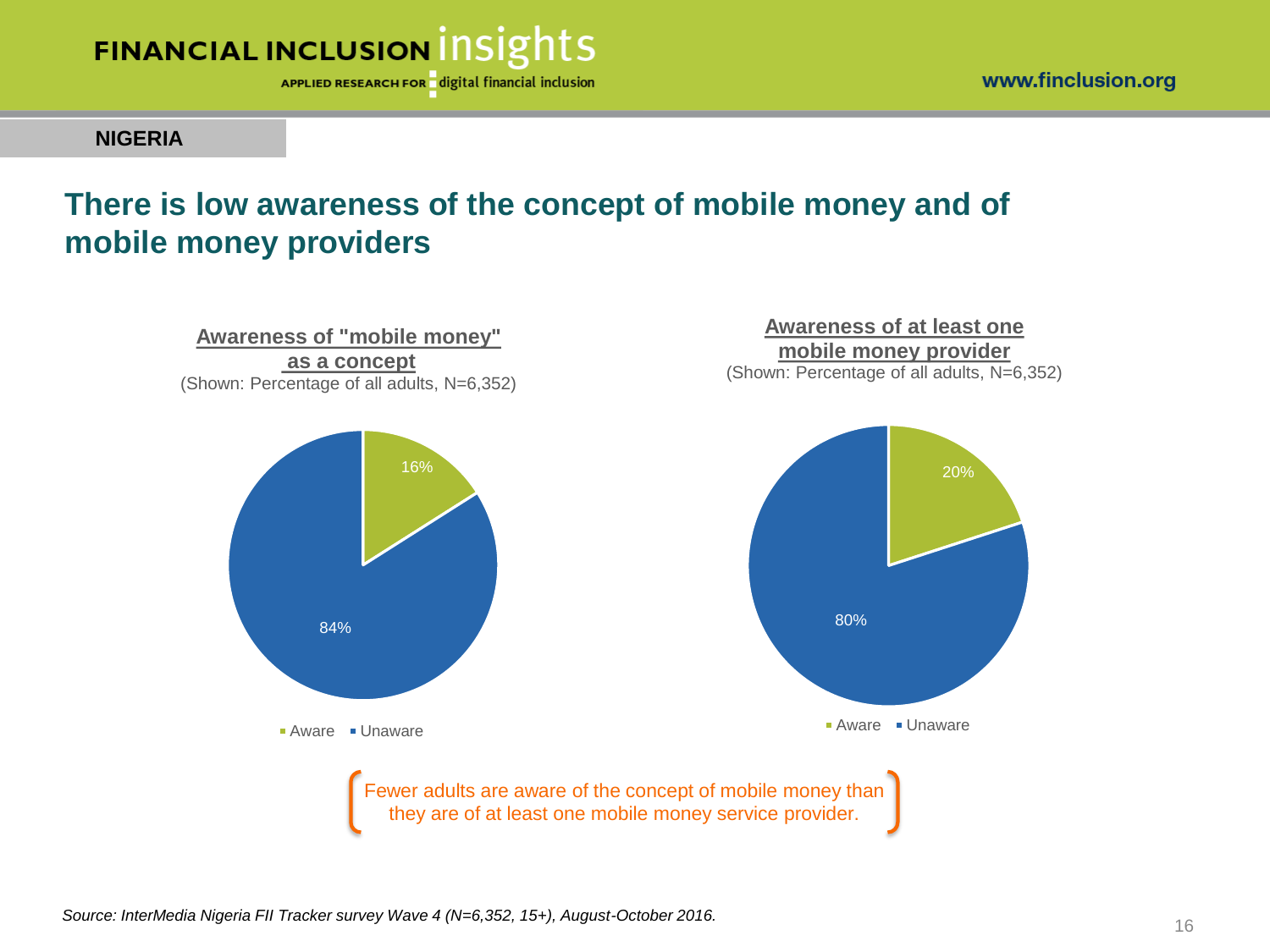NIGERIA

# There is low awareness of the concept of mobile money and of mobile money providers

**Awareness of "mobile money" as a concept**
(Shown: Percentage of all adults, N=6,352)

| | % |
|---|---|
| Aware | 16% |
| Unaware | 84% |

**Awareness of at least one mobile money provider**
(Shown: Percentage of all adults, N=6,352)

| | % |
|---|---|
| Aware | 20% |
| Unaware | 80% |

Fewer adults are aware of the concept of mobile money than they are of at least one mobile money service provider.

*Source: InterMedia Nigeria FII Tracker survey Wave 4 (N=6,352, 15+), August-October 2016.*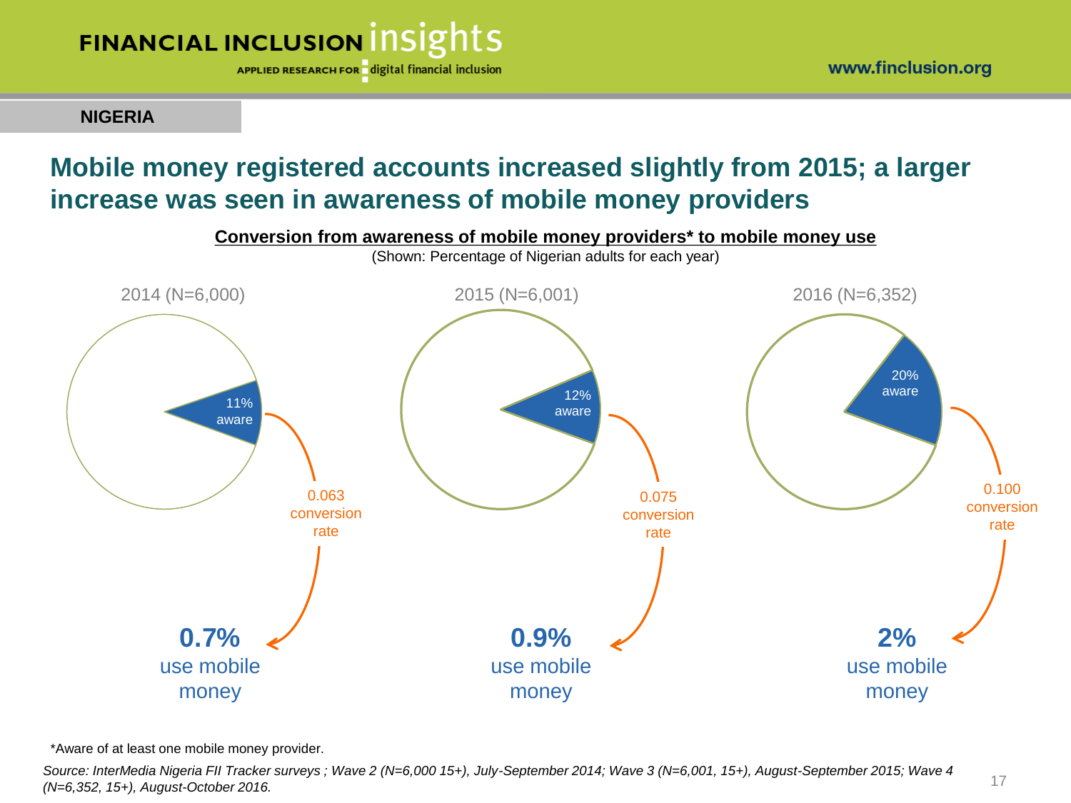NIGERIA

# Mobile money registered accounts increased slightly from 2015; a larger increase was seen in awareness of mobile money providers

**Conversion from awareness of mobile money providers* to mobile money use**

(Shown: Percentage of Nigerian adults for each year)

| | 2014 (N=6,000) | 2015 (N=6,001) | 2016 (N=6,352) |
|---|---|---|---|
| Aware | 11% | 12% | 20% |
| Conversion rate | 0.063 | 0.075 | 0.100 |
| Use mobile money | 0.7% | 0.9% | 2% |

*Aware of at least one mobile money provider.

*Source: InterMedia Nigeria FII Tracker surveys ; Wave 2 (N=6,000 15+), July-September 2014; Wave 3 (N=6,001, 15+), August-September 2015; Wave 4 (N=6,352, 15+), August-October 2016.*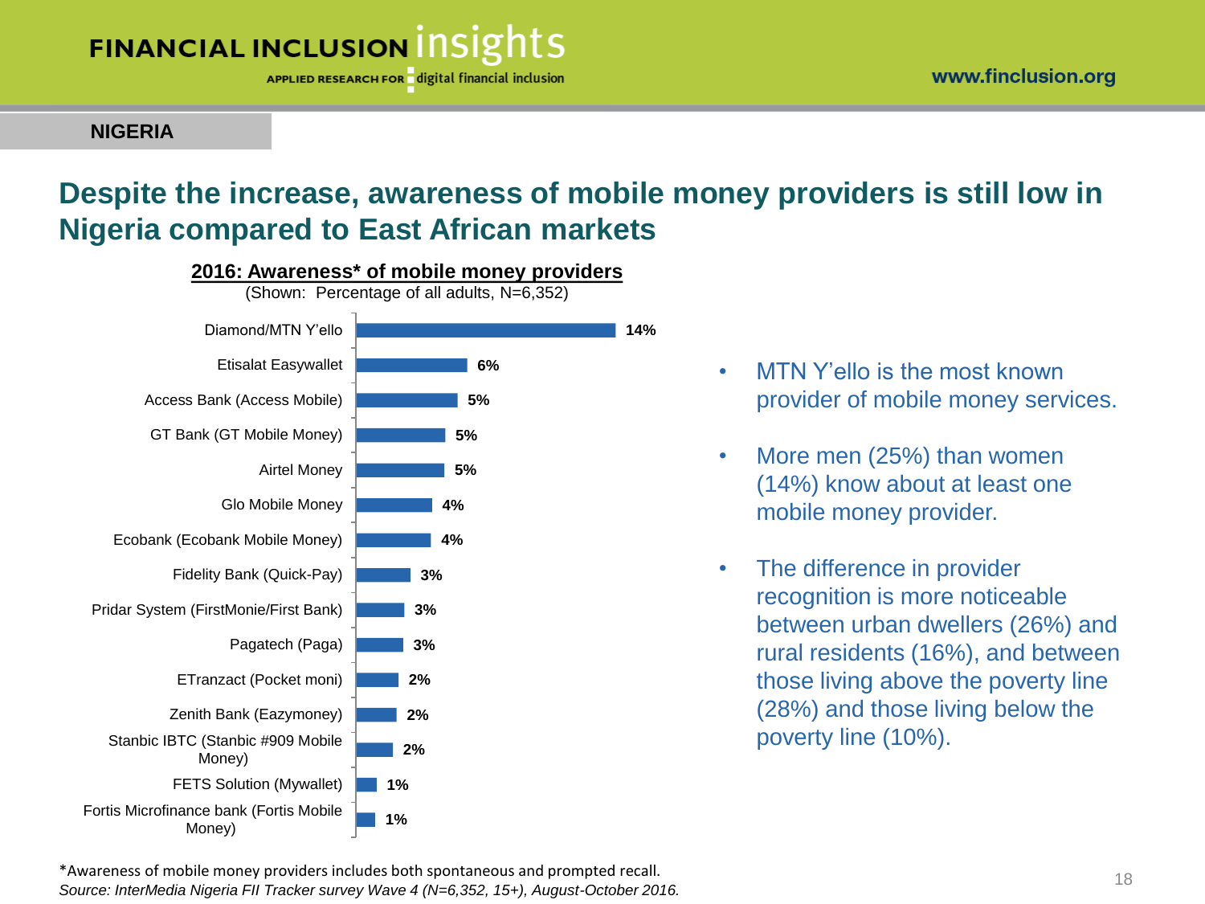**NIGERIA**

# Despite the increase, awareness of mobile money providers is still low in Nigeria compared to East African markets

**2016: Awareness* of mobile money providers**

(Shown: Percentage of all adults, N=6,352)

| Provider | % |
| --- | --- |
| Diamond/MTN Y'ello | 14% |
| Etisalat Easywallet | 6% |
| Access Bank (Access Mobile) | 5% |
| GT Bank (GT Mobile Money) | 5% |
| Airtel Money | 5% |
| Glo Mobile Money | 4% |
| Ecobank (Ecobank Mobile Money) | 4% |
| Fidelity Bank (Quick-Pay) | 3% |
| Pridar System (FirstMonie/First Bank) | 3% |
| Pagatech (Paga) | 3% |
| ETranzact (Pocket moni) | 2% |
| Zenith Bank (Eazymoney) | 2% |
| Stanbic IBTC (Stanbic #909 Mobile Money) | 2% |
| FETS Solution (Mywallet) | 1% |
| Fortis Microfinance bank (Fortis Mobile Money) | 1% |

- MTN Y'ello is the most known provider of mobile money services.
- More men (25%) than women (14%) know about at least one mobile money provider.
- The difference in provider recognition is more noticeable between urban dwellers (26%) and rural residents (16%), and between those living above the poverty line (28%) and those living below the poverty line (10%).

*Awareness of mobile money providers includes both spontaneous and prompted recall.

*Source: InterMedia Nigeria FII Tracker survey Wave 4 (N=6,352, 15+), August-October 2016.*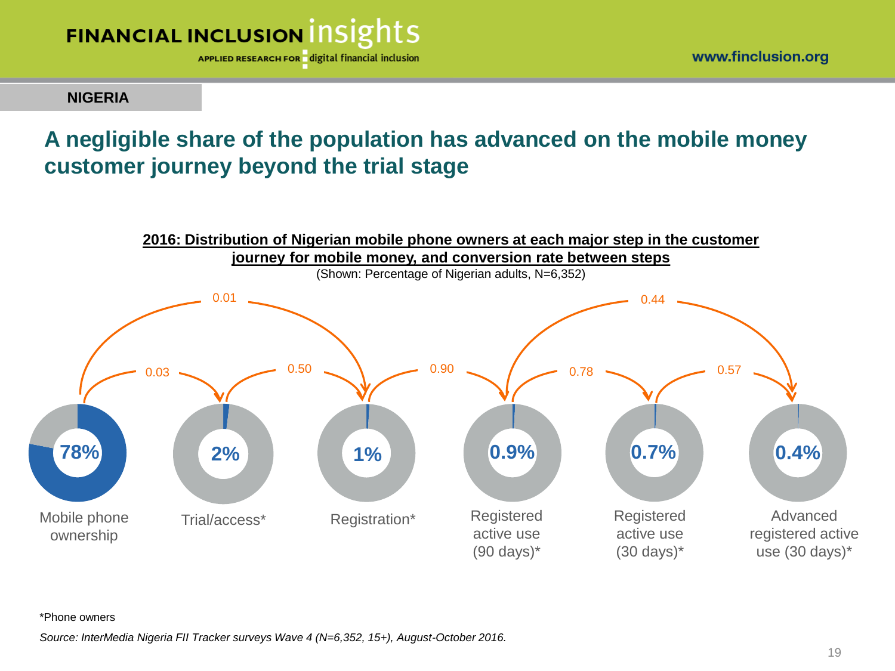**NIGERIA**

# A negligible share of the population has advanced on the mobile money customer journey beyond the trial stage

**2016: Distribution of Nigerian mobile phone owners at each major step in the customer journey for mobile money, and conversion rate between steps**

(Shown: Percentage of Nigerian adults, N=6,352)

| Step | Percentage |
|---|---|
| Mobile phone ownership | 78% |
| Trial/access* | 2% |
| Registration* | 1% |
| Registered active use (90 days)* | 0.9% |
| Registered active use (30 days)* | 0.7% |
| Advanced registered active use (30 days)* | 0.4% |

Conversion rates between steps:

| From | To | Conversion rate |
|---|---|---|
| Mobile phone ownership | Trial/access* | 0.03 |
| Mobile phone ownership | Registration* | 0.01 |
| Trial/access* | Registration* | 0.50 |
| Registration* | Registered active use (90 days)* | 0.90 |
| Registered active use (90 days)* | Registered active use (30 days)* | 0.78 |
| Registered active use (90 days)* | Advanced registered active use (30 days)* | 0.44 |
| Registered active use (30 days)* | Advanced registered active use (30 days)* | 0.57 |

*Phone owners

*Source: InterMedia Nigeria FII Tracker surveys Wave 4 (N=6,352, 15+), August-October 2016.*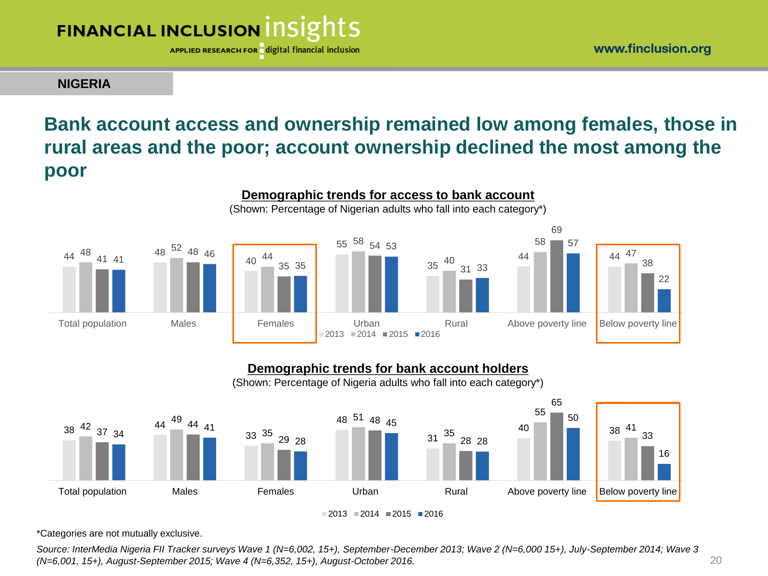NIGERIA

# Bank account access and ownership remained low among females, those in rural areas and the poor; account ownership declined the most among the poor

## Demographic trends for access to bank account

(Shown: Percentage of Nigerian adults who fall into each category*)

| | 2013 | 2014 | 2015 | 2016 |
|---|---|---|---|---|
| Total population | 44 | 48 | 41 | 41 |
| Males | 48 | 52 | 48 | 46 |
| Females | 40 | 44 | 35 | 35 |
| Urban | 55 | 58 | 54 | 53 |
| Rural | 35 | 40 | 31 | 33 |
| Above poverty line | 44 | 58 | 69 | 57 |
| Below poverty line | 44 | 47 | 38 | 22 |

## Demographic trends for bank account holders

(Shown: Percentage of Nigeria adults who fall into each category*)

| | 2013 | 2014 | 2015 | 2016 |
|---|---|---|---|---|
| Total population | 38 | 42 | 37 | 34 |
| Males | 44 | 49 | 44 | 41 |
| Females | 33 | 35 | 29 | 28 |
| Urban | 48 | 51 | 48 | 45 |
| Rural | 31 | 35 | 28 | 28 |
| Above poverty line | 40 | 55 | 65 | 50 |
| Below poverty line | 38 | 41 | 33 | 16 |

*Categories are not mutually exclusive.

*Source: InterMedia Nigeria FII Tracker surveys Wave 1 (N=6,002, 15+), September-December 2013; Wave 2 (N=6,000 15+), July-September 2014; Wave 3 (N=6,001, 15+), August-September 2015; Wave 4 (N=6,352, 15+), August-October 2016.*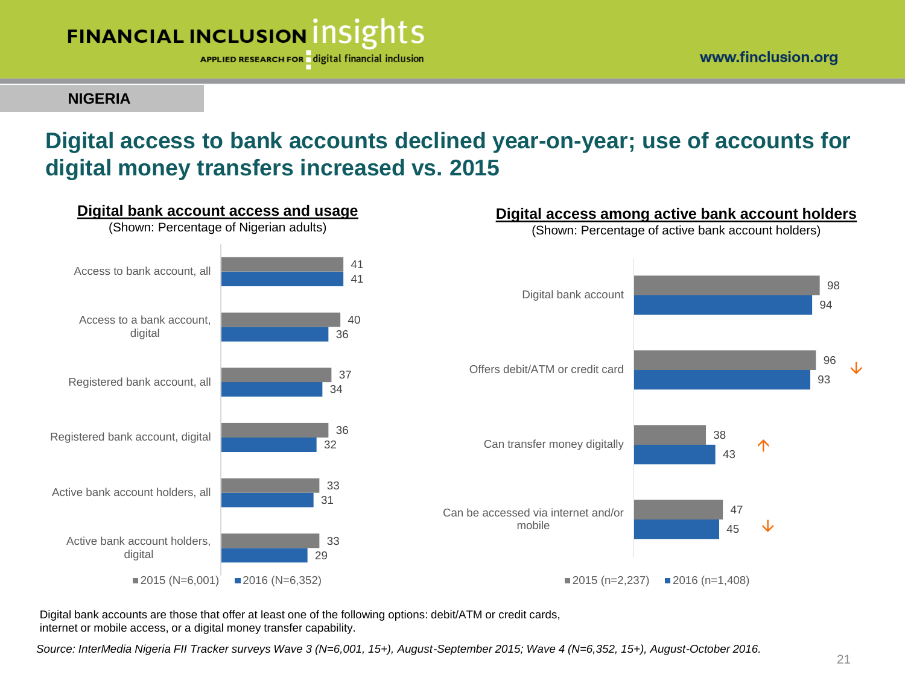NIGERIA

# Digital access to bank accounts declined year-on-year; use of accounts for digital money transfers increased vs. 2015

## Digital bank account access and usage

(Shown: Percentage of Nigerian adults)

| | 2015 (N=6,001) | 2016 (N=6,352) |
|---|---|---|
| Access to bank account, all | 41 | 41 |
| Access to a bank account, digital | 40 | 36 |
| Registered bank account, all | 37 | 34 |
| Registered bank account, digital | 36 | 32 |
| Active bank account holders, all | 33 | 31 |
| Active bank account holders, digital | 33 | 29 |

## Digital access among active bank account holders

(Shown: Percentage of active bank account holders)

| | 2015 (n=2,237) | 2016 (n=1,408) | |
|---|---|---|---|
| Digital bank account | 98 | 94 | |
| Offers debit/ATM or credit card | 96 | 93 | ↓ |
| Can transfer money digitally | 38 | 43 | ↑ |
| Can be accessed via internet and/or mobile | 47 | 45 | ↓ |

Digital bank accounts are those that offer at least one of the following options: debit/ATM or credit cards, internet or mobile access, or a digital money transfer capability.

*Source: InterMedia Nigeria FII Tracker surveys Wave 3 (N=6,001, 15+), August-September 2015; Wave 4 (N=6,352, 15+), August-October 2016.*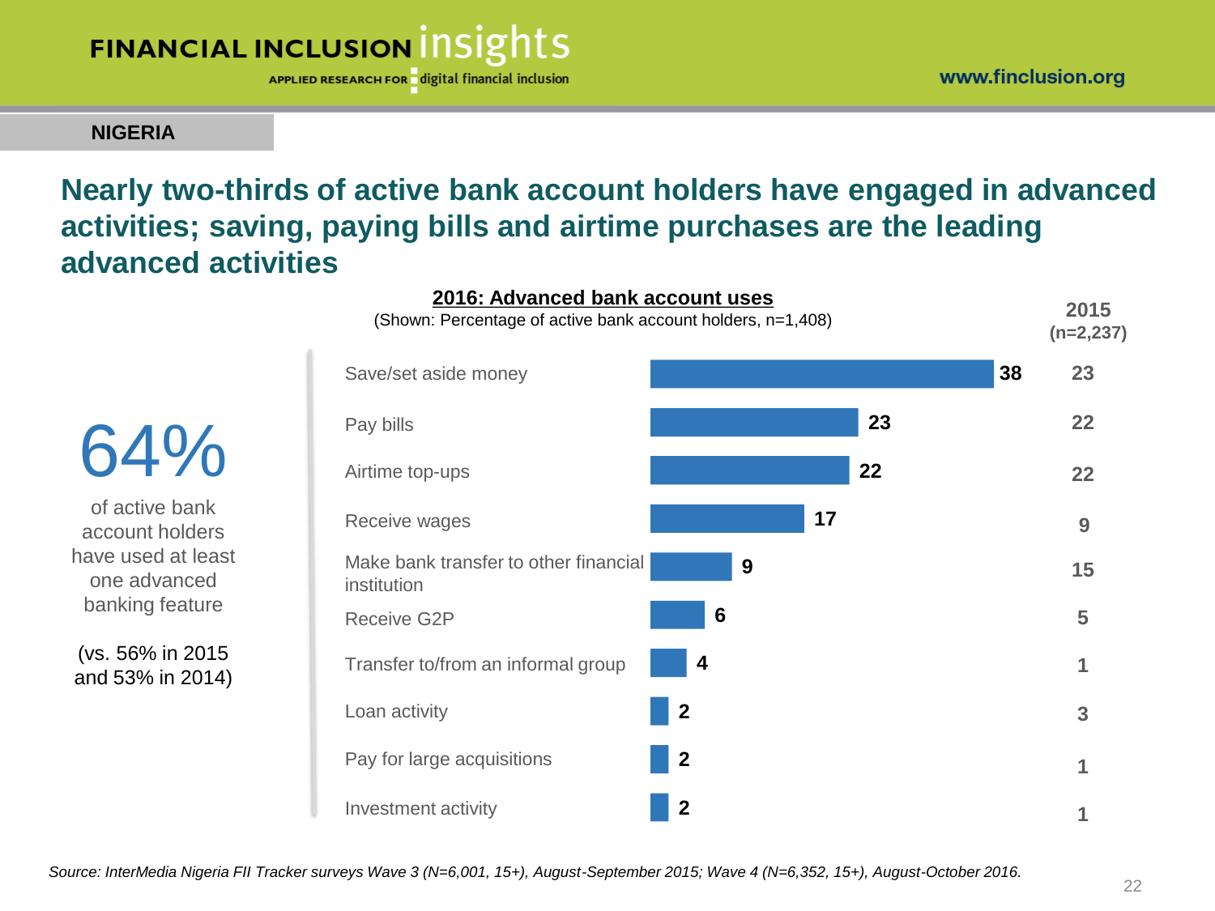**NIGERIA**

# Nearly two-thirds of active bank account holders have engaged in advanced activities; saving, paying bills and airtime purchases are the leading advanced activities

64%

of active bank account holders have used at least one advanced banking feature

(vs. 56% in 2015 and 53% in 2014)

**2016: Advanced bank account uses**

(Shown: Percentage of active bank account holders, n=1,408)

| Activity | 2016 | 2015 (n=2,237) |
|---|---|---|
| Save/set aside money | 38 | 23 |
| Pay bills | 23 | 22 |
| Airtime top-ups | 22 | 22 |
| Receive wages | 17 | 9 |
| Make bank transfer to other financial institution | 9 | 15 |
| Receive G2P | 6 | 5 |
| Transfer to/from an informal group | 4 | 1 |
| Loan activity | 2 | 3 |
| Pay for large acquisitions | 2 | 1 |
| Investment activity | 2 | 1 |

*Source: InterMedia Nigeria FII Tracker surveys Wave 3 (N=6,001, 15+), August-September 2015; Wave 4 (N=6,352, 15+), August-October 2016.*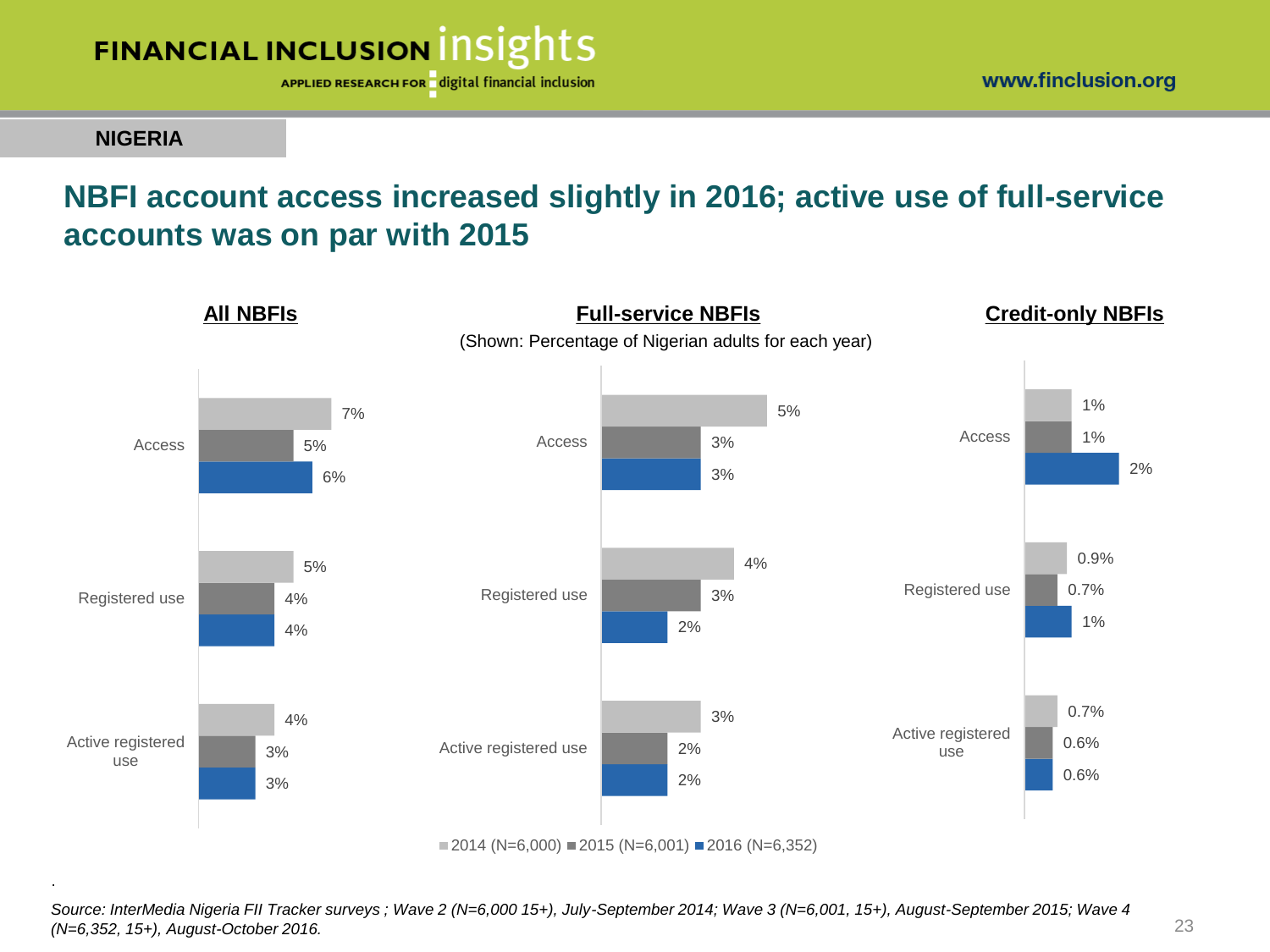NIGERIA

# NBFI account access increased slightly in 2016; active use of full-service accounts was on par with 2015

(Shown: Percentage of Nigerian adults for each year)

**All NBFIs**

| | 2014 (N=6,000) | 2015 (N=6,001) | 2016 (N=6,352) |
|---|---|---|---|
| Access | 7% | 5% | 6% |
| Registered use | 5% | 4% | 4% |
| Active registered use | 4% | 3% | 3% |

**Full-service NBFIs**

| | 2014 (N=6,000) | 2015 (N=6,001) | 2016 (N=6,352) |
|---|---|---|---|
| Access | 5% | 3% | 3% |
| Registered use | 4% | 3% | 2% |
| Active registered use | 3% | 2% | 2% |

**Credit-only NBFIs**

| | 2014 (N=6,000) | 2015 (N=6,001) | 2016 (N=6,352) |
|---|---|---|---|
| Access | 1% | 1% | 2% |
| Registered use | 0.9% | 0.7% | 1% |
| Active registered use | 0.7% | 0.6% | 0.6% |

*Source: InterMedia Nigeria FII Tracker surveys ; Wave 2 (N=6,000 15+), July-September 2014; Wave 3 (N=6,001, 15+), August-September 2015; Wave 4 (N=6,352, 15+), August-October 2016.*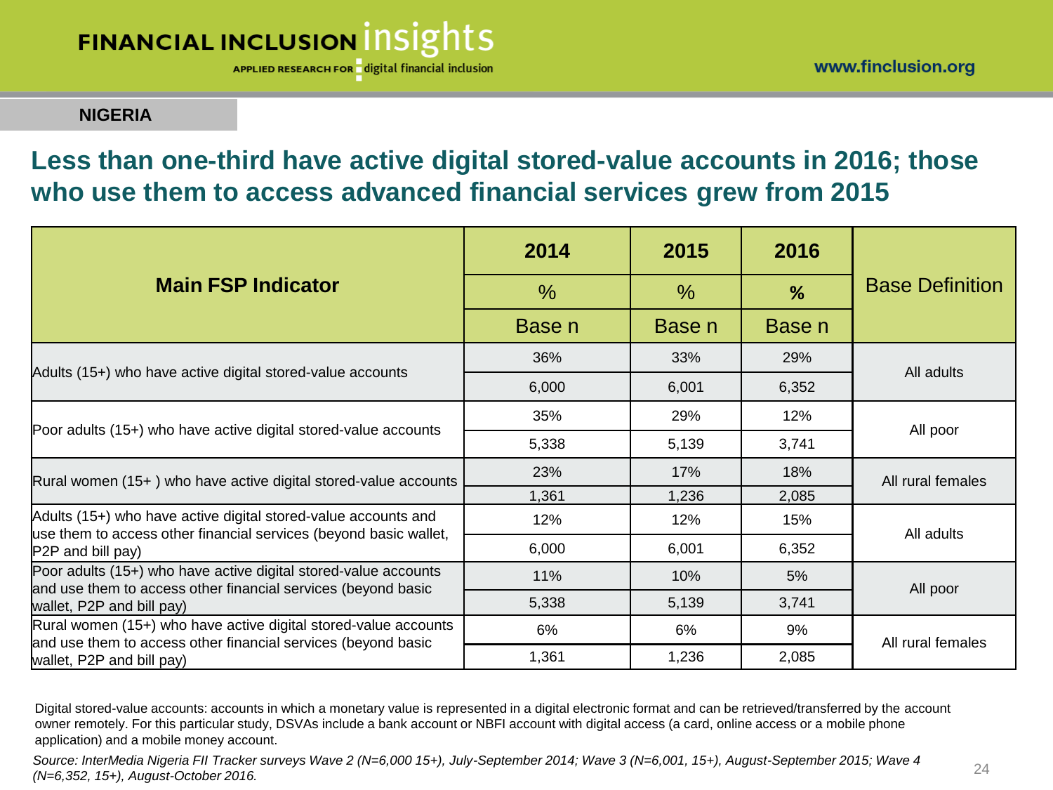NIGERIA

# Less than one-third have active digital stored-value accounts in 2016; those who use them to access advanced financial services grew from 2015

| Main FSP Indicator | 2014 | 2015 | 2016 | Base Definition |
|---|---|---|---|---|
| | % | % | % | |
| | Base n | Base n | Base n | |
| Adults (15+) who have active digital stored-value accounts | 36% | 33% | 29% | All adults |
| | 6,000 | 6,001 | 6,352 | |
| Poor adults (15+) who have active digital stored-value accounts | 35% | 29% | 12% | All poor |
| | 5,338 | 5,139 | 3,741 | |
| Rural women (15+ ) who have active digital stored-value accounts | 23% | 17% | 18% | All rural females |
| | 1,361 | 1,236 | 2,085 | |
| Adults (15+) who have active digital stored-value accounts and use them to access other financial services (beyond basic wallet, P2P and bill pay) | 12% | 12% | 15% | All adults |
| | 6,000 | 6,001 | 6,352 | |
| Poor adults (15+) who have active digital stored-value accounts and use them to access other financial services (beyond basic wallet, P2P and bill pay) | 11% | 10% | 5% | All poor |
| | 5,338 | 5,139 | 3,741 | |
| Rural women (15+) who have active digital stored-value accounts and use them to access other financial services (beyond basic wallet, P2P and bill pay) | 6% | 6% | 9% | All rural females |
| | 1,361 | 1,236 | 2,085 | |

Digital stored-value accounts: accounts in which a monetary value is represented in a digital electronic format and can be retrieved/transferred by the account owner remotely. For this particular study, DSVAs include a bank account or NBFI account with digital access (a card, online access or a mobile phone application) and a mobile money account.

*Source: InterMedia Nigeria FII Tracker surveys Wave 2 (N=6,000 15+), July-September 2014; Wave 3 (N=6,001, 15+), August-September 2015; Wave 4 (N=6,352, 15+), August-October 2016.*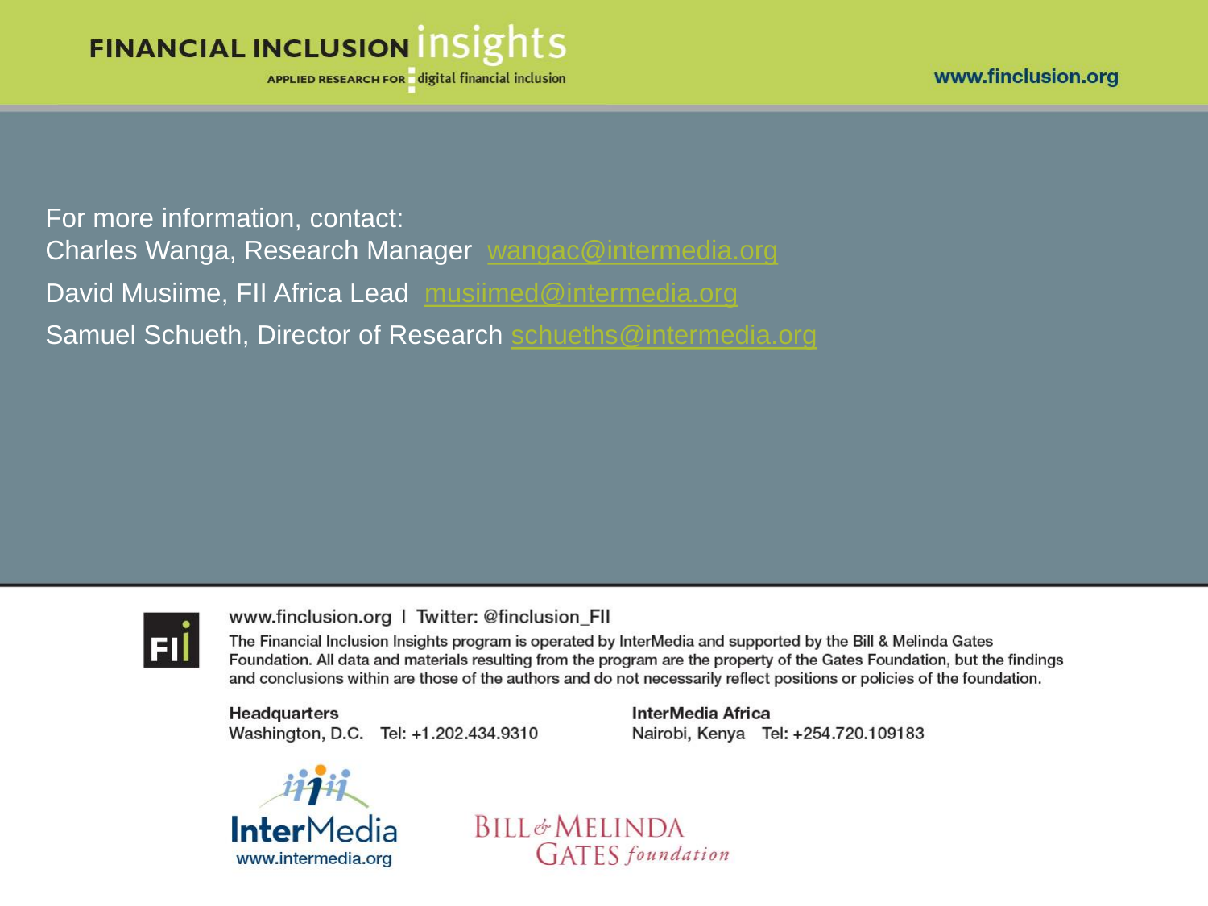FINANCIAL INCLUSION insights

APPLIED RESEARCH FOR digital financial inclusion

www.finclusion.org

For more information, contact:

Charles Wanga, Research Manager wangac@intermedia.org

David Musiime, FII Africa Lead musiimed@intermedia.org

Samuel Schueth, Director of Research schueths@intermedia.org

www.finclusion.org | Twitter: @finclusion_FII

The Financial Inclusion Insights program is operated by InterMedia and supported by the Bill & Melinda Gates Foundation. All data and materials resulting from the program are the property of the Gates Foundation, but the findings and conclusions within are those of the authors and do not necessarily reflect positions or policies of the foundation.

**Headquarters**
Washington, D.C. Tel: +1.202.434.9310

**InterMedia Africa**
Nairobi, Kenya Tel: +254.720.109183

InterMedia
www.intermedia.org

BILL & MELINDA GATES foundation